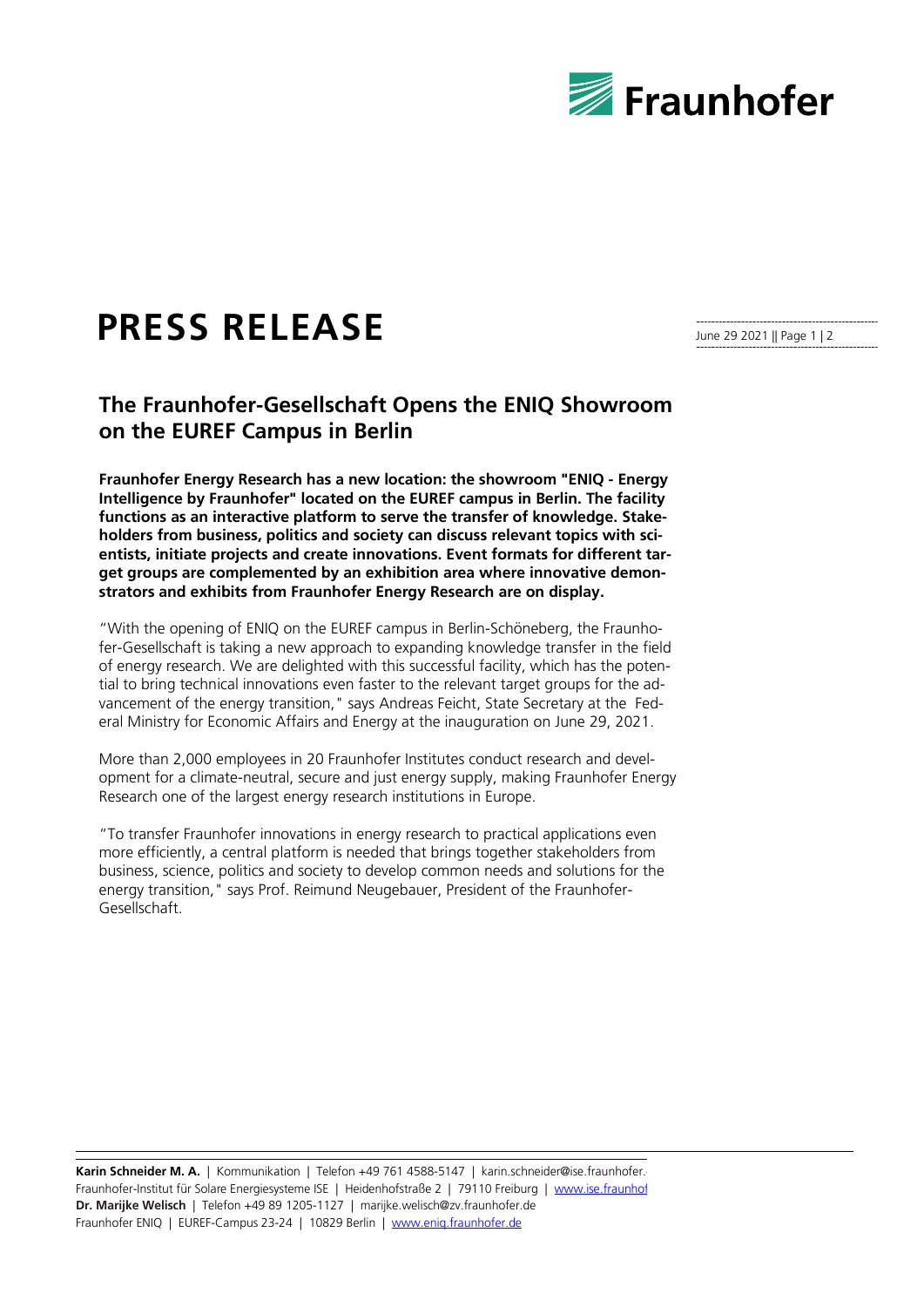# PRESS RELEASE

June 29 2021 || Page 1 | 2

## The Fraunhofer-Gesellschaft Opens the ENIQ Showroom on the EUREF Campus in Berlin

**Fraunhofer Energy Research has a new location: the showroom "ENIQ - Energy Intelligence by Fraunhofer" located on the EUREF campus in Berlin. The facility functions as an interactive platform to serve the transfer of knowledge. Stakeholders from business, politics and society can discuss relevant topics with scientists, initiate projects and create innovations. Event formats for different target groups are complemented by an exhibition area where innovative demonstrators and exhibits from Fraunhofer Energy Research are on display.**

"With the opening of ENIQ on the EUREF campus in Berlin-Schöneberg, the Fraunhofer-Gesellschaft is taking a new approach to expanding knowledge transfer in the field of energy research. We are delighted with this successful facility, which has the potential to bring technical innovations even faster to the relevant target groups for the advancement of the energy transition," says Andreas Feicht, State Secretary at the Federal Ministry for Economic Affairs and Energy at the inauguration on June 29, 2021.

More than 2,000 employees in 20 Fraunhofer Institutes conduct research and development for a climate-neutral, secure and just energy supply, making Fraunhofer Energy Research one of the largest energy research institutions in Europe.

"To transfer Fraunhofer innovations in energy research to practical applications even more efficiently, a central platform is needed that brings together stakeholders from business, science, politics and society to develop common needs and solutions for the energy transition," says Prof. Reimund Neugebauer, President of the Fraunhofer-Gesellschaft.

**Karin Schneider M. A.** | Kommunikation | Telefon +49 761 4588-5147 | karin.schneider@ise.fraunhofer.
Fraunhofer-Institut für Solare Energiesysteme ISE | Heidenhofstraße 2 | 79110 Freiburg | www.ise.fraunhof
**Dr. Marijke Welisch** | Telefon +49 89 1205-1127 | marijke.welisch@zv.fraunhofer.de
Fraunhofer ENIQ | EUREF-Campus 23-24 | 10829 Berlin | www.eniq.fraunhofer.de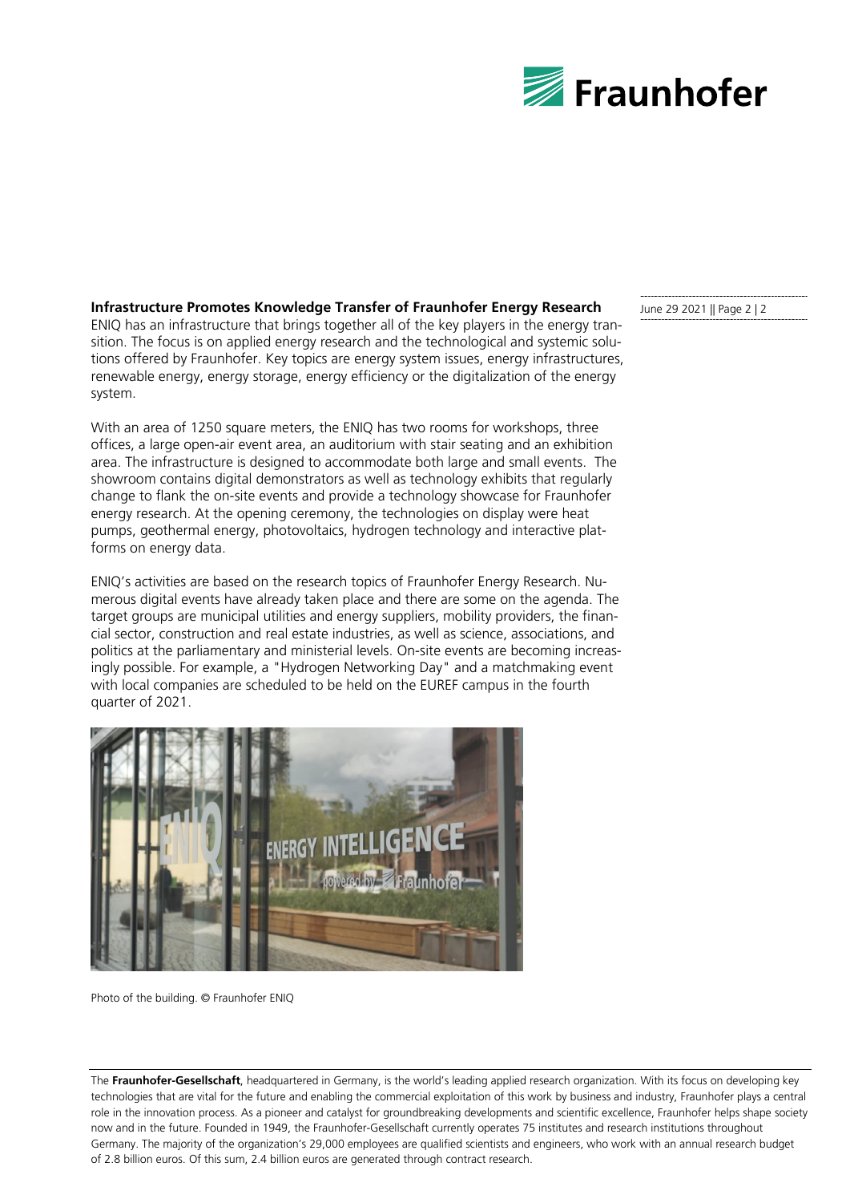## Infrastructure Promotes Knowledge Transfer of Fraunhofer Energy Research

ENIQ has an infrastructure that brings together all of the key players in the energy transition. The focus is on applied energy research and the technological and systemic solutions offered by Fraunhofer. Key topics are energy system issues, energy infrastructures, renewable energy, energy storage, energy efficiency or the digitalization of the energy system.

With an area of 1250 square meters, the ENIQ has two rooms for workshops, three offices, a large open-air event area, an auditorium with stair seating and an exhibition area. The infrastructure is designed to accommodate both large and small events. The showroom contains digital demonstrators as well as technology exhibits that regularly change to flank the on-site events and provide a technology showcase for Fraunhofer energy research. At the opening ceremony, the technologies on display were heat pumps, geothermal energy, photovoltaics, hydrogen technology and interactive platforms on energy data.

ENIQ's activities are based on the research topics of Fraunhofer Energy Research. Numerous digital events have already taken place and there are some on the agenda. The target groups are municipal utilities and energy suppliers, mobility providers, the financial sector, construction and real estate industries, as well as science, associations, and politics at the parliamentary and ministerial levels. On-site events are becoming increasingly possible. For example, a "Hydrogen Networking Day" and a matchmaking event with local companies are scheduled to be held on the EUREF campus in the fourth quarter of 2021.

Photo of the building. © Fraunhofer ENIQ

The **Fraunhofer-Gesellschaft**, headquartered in Germany, is the world's leading applied research organization. With its focus on developing key technologies that are vital for the future and enabling the commercial exploitation of this work by business and industry, Fraunhofer plays a central role in the innovation process. As a pioneer and catalyst for groundbreaking developments and scientific excellence, Fraunhofer helps shape society now and in the future. Founded in 1949, the Fraunhofer-Gesellschaft currently operates 75 institutes and research institutions throughout Germany. The majority of the organization's 29,000 employees are qualified scientists and engineers, who work with an annual research budget of 2.8 billion euros. Of this sum, 2.4 billion euros are generated through contract research.